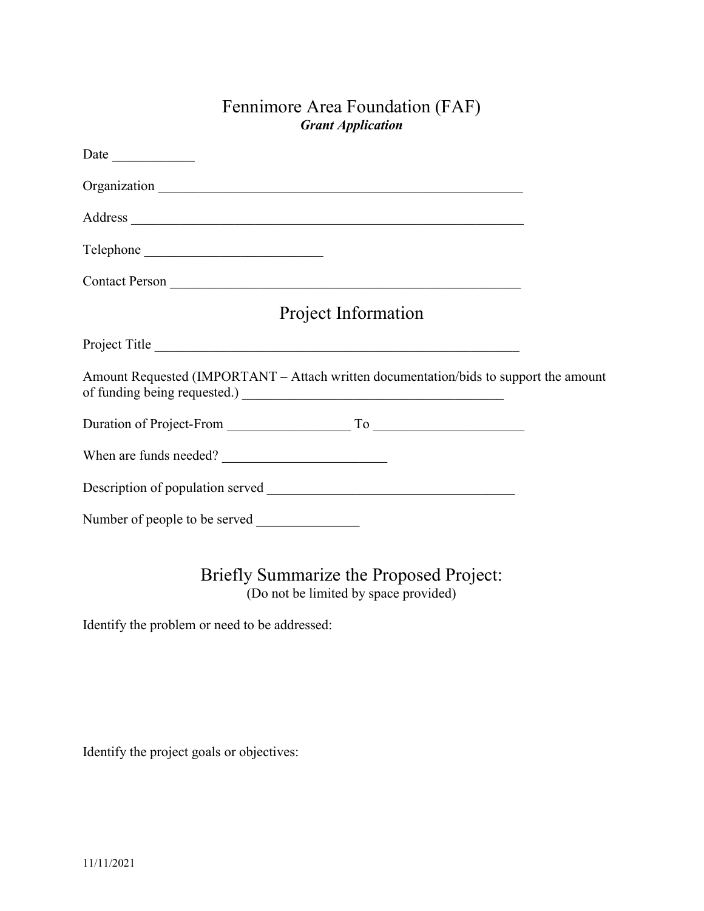# Fennimore Area Foundation (FAF)

***Grant Application***

Date ____________

Organization _______________________________________________________

Address ___________________________________________________________

Telephone __________________________

Contact Person _____________________________________________________

## Project Information

Project Title _______________________________________________________

Amount Requested (IMPORTANT – Attach written documentation/bids to support the amount of funding being requested.) ______________________________________

Duration of Project-From __________________ To _____________________

When are funds needed? ________________________

Description of population served ____________________________________

Number of people to be served _______________

## Briefly Summarize the Proposed Project:

(Do not be limited by space provided)

Identify the problem or need to be addressed:

Identify the project goals or objectives: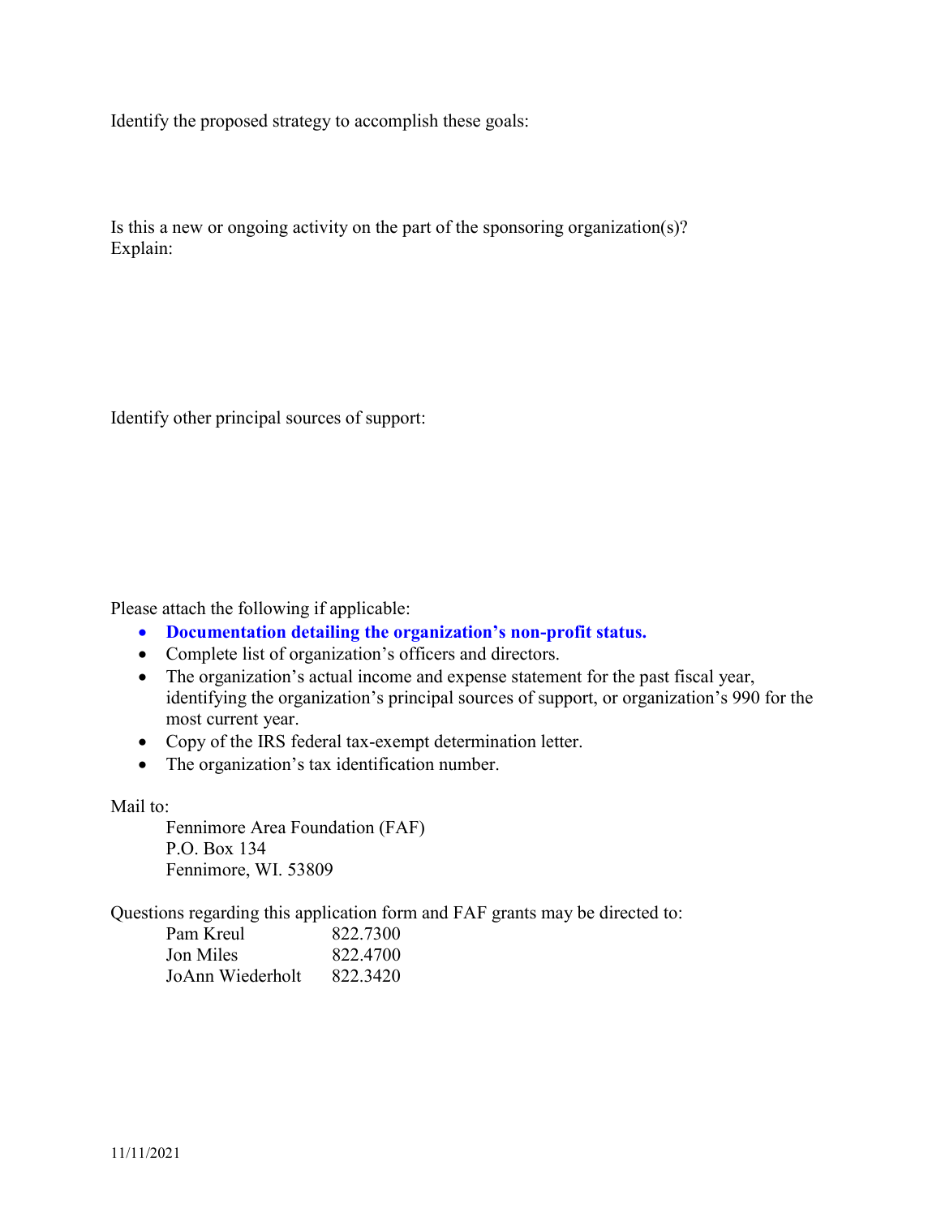Identify the proposed strategy to accomplish these goals:

Is this a new or ongoing activity on the part of the sponsoring organization(s)?
Explain:

Identify other principal sources of support:

Please attach the following if applicable:

- **Documentation detailing the organization's non-profit status.**
- Complete list of organization's officers and directors.
- The organization's actual income and expense statement for the past fiscal year, identifying the organization's principal sources of support, or organization's 990 for the most current year.
- Copy of the IRS federal tax-exempt determination letter.
- The organization's tax identification number.

Mail to:

Fennimore Area Foundation (FAF)
P.O. Box 134
Fennimore, WI. 53809

Questions regarding this application form and FAF grants may be directed to:

| | |
|---|---|
| Pam Kreul | 822.7300 |
| Jon Miles | 822.4700 |
| JoAnn Wiederholt | 822.3420 |

11/11/2021